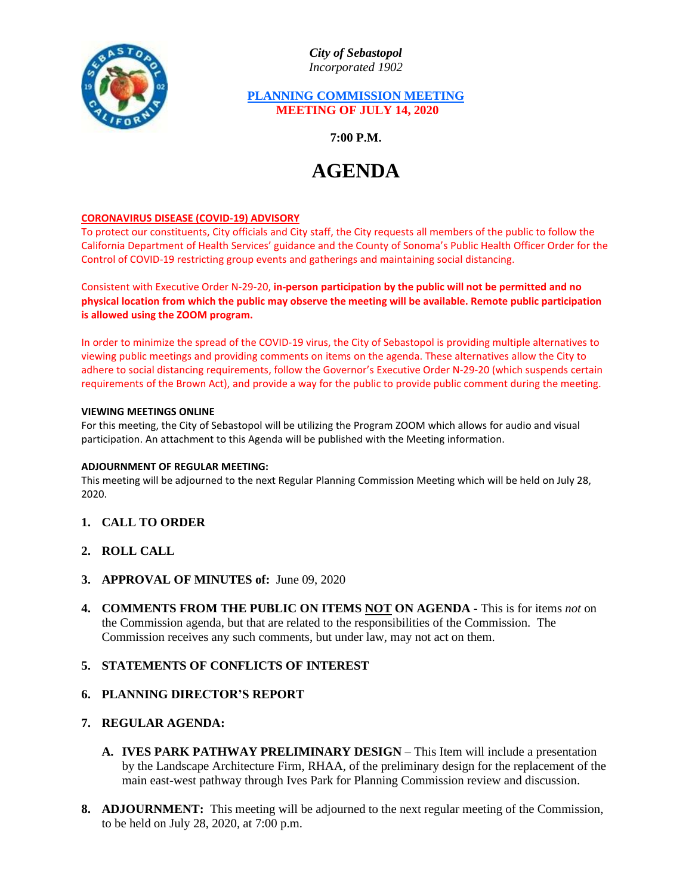*City of Sebastopol*
*Incorporated 1902*

**PLANNING COMMISSION MEETING**
**MEETING OF JULY 14, 2020**

**7:00 P.M.**

# AGENDA

**CORONAVIRUS DISEASE (COVID-19) ADVISORY**

To protect our constituents, City officials and City staff, the City requests all members of the public to follow the California Department of Health Services' guidance and the County of Sonoma's Public Health Officer Order for the Control of COVID-19 restricting group events and gatherings and maintaining social distancing.

Consistent with Executive Order N-29-20, **in-person participation by the public will not be permitted and no physical location from which the public may observe the meeting will be available. Remote public participation is allowed using the ZOOM program.**

In order to minimize the spread of the COVID-19 virus, the City of Sebastopol is providing multiple alternatives to viewing public meetings and providing comments on items on the agenda. These alternatives allow the City to adhere to social distancing requirements, follow the Governor's Executive Order N-29-20 (which suspends certain requirements of the Brown Act), and provide a way for the public to provide public comment during the meeting.

**VIEWING MEETINGS ONLINE**

For this meeting, the City of Sebastopol will be utilizing the Program ZOOM which allows for audio and visual participation. An attachment to this Agenda will be published with the Meeting information.

**ADJOURNMENT OF REGULAR MEETING:**

This meeting will be adjourned to the next Regular Planning Commission Meeting which will be held on July 28, 2020.

1. **CALL TO ORDER**

2. **ROLL CALL**

3. **APPROVAL OF MINUTES of:** June 09, 2020

4. **COMMENTS FROM THE PUBLIC ON ITEMS NOT ON AGENDA -** This is for items *not* on the Commission agenda, but that are related to the responsibilities of the Commission. The Commission receives any such comments, but under law, may not act on them.

5. **STATEMENTS OF CONFLICTS OF INTEREST**

6. **PLANNING DIRECTOR'S REPORT**

7. **REGULAR AGENDA:**

   A. **IVES PARK PATHWAY PRELIMINARY DESIGN** – This Item will include a presentation by the Landscape Architecture Firm, RHAA, of the preliminary design for the replacement of the main east-west pathway through Ives Park for Planning Commission review and discussion.

8. **ADJOURNMENT:** This meeting will be adjourned to the next regular meeting of the Commission, to be held on July 28, 2020, at 7:00 p.m.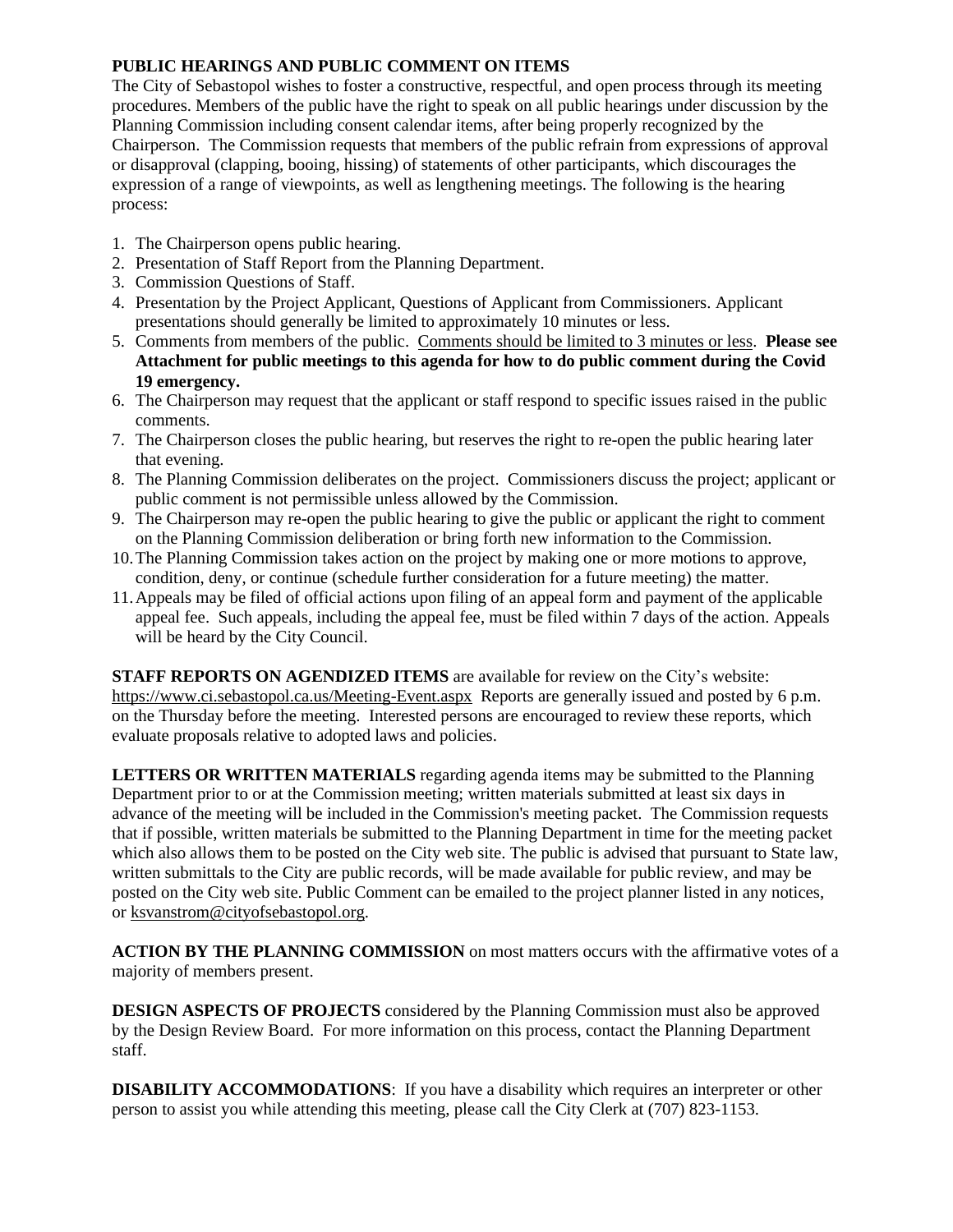**PUBLIC HEARINGS AND PUBLIC COMMENT ON ITEMS**

The City of Sebastopol wishes to foster a constructive, respectful, and open process through its meeting procedures. Members of the public have the right to speak on all public hearings under discussion by the Planning Commission including consent calendar items, after being properly recognized by the Chairperson. The Commission requests that members of the public refrain from expressions of approval or disapproval (clapping, booing, hissing) of statements of other participants, which discourages the expression of a range of viewpoints, as well as lengthening meetings. The following is the hearing process:

1. The Chairperson opens public hearing.
2. Presentation of Staff Report from the Planning Department.
3. Commission Questions of Staff.
4. Presentation by the Project Applicant, Questions of Applicant from Commissioners. Applicant presentations should generally be limited to approximately 10 minutes or less.
5. Comments from members of the public. Comments should be limited to 3 minutes or less. **Please see Attachment for public meetings to this agenda for how to do public comment during the Covid 19 emergency.**
6. The Chairperson may request that the applicant or staff respond to specific issues raised in the public comments.
7. The Chairperson closes the public hearing, but reserves the right to re-open the public hearing later that evening.
8. The Planning Commission deliberates on the project. Commissioners discuss the project; applicant or public comment is not permissible unless allowed by the Commission.
9. The Chairperson may re-open the public hearing to give the public or applicant the right to comment on the Planning Commission deliberation or bring forth new information to the Commission.
10. The Planning Commission takes action on the project by making one or more motions to approve, condition, deny, or continue (schedule further consideration for a future meeting) the matter.
11. Appeals may be filed of official actions upon filing of an appeal form and payment of the applicable appeal fee. Such appeals, including the appeal fee, must be filed within 7 days of the action. Appeals will be heard by the City Council.

**STAFF REPORTS ON AGENDIZED ITEMS** are available for review on the City's website: https://www.ci.sebastopol.ca.us/Meeting-Event.aspx Reports are generally issued and posted by 6 p.m. on the Thursday before the meeting. Interested persons are encouraged to review these reports, which evaluate proposals relative to adopted laws and policies.

**LETTERS OR WRITTEN MATERIALS** regarding agenda items may be submitted to the Planning Department prior to or at the Commission meeting; written materials submitted at least six days in advance of the meeting will be included in the Commission's meeting packet. The Commission requests that if possible, written materials be submitted to the Planning Department in time for the meeting packet which also allows them to be posted on the City web site. The public is advised that pursuant to State law, written submittals to the City are public records, will be made available for public review, and may be posted on the City web site. Public Comment can be emailed to the project planner listed in any notices, or ksvanstrom@cityofsebastopol.org.

**ACTION BY THE PLANNING COMMISSION** on most matters occurs with the affirmative votes of a majority of members present.

**DESIGN ASPECTS OF PROJECTS** considered by the Planning Commission must also be approved by the Design Review Board. For more information on this process, contact the Planning Department staff.

**DISABILITY ACCOMMODATIONS**: If you have a disability which requires an interpreter or other person to assist you while attending this meeting, please call the City Clerk at (707) 823-1153.